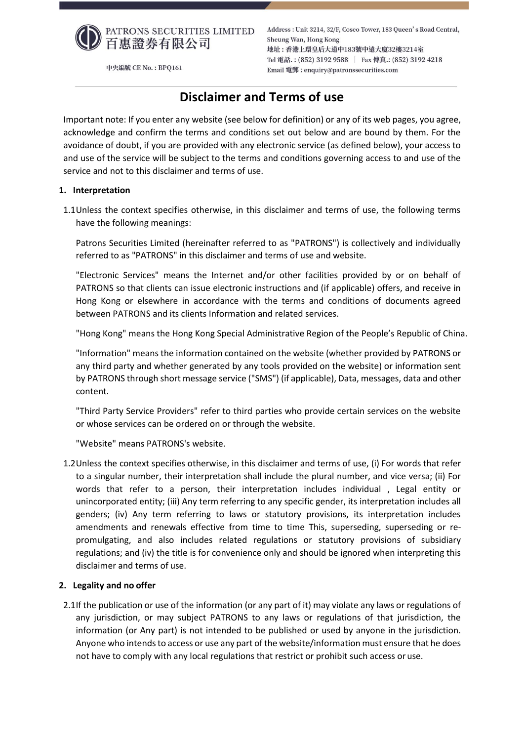PATRONS SECURITIES LIMITED
百惠證券有限公司

中央編號 CE No. : BPQ161

Address : Unit 3214, 32/F, Cosco Tower, 183 Queen's Road Central, Sheung Wan, Hong Kong
地址：香港上環皇后大道中183號中遠大廈32樓3214室
Tel 電話. : (852) 3192 9588 | Fax 傳真.: (852) 3192 4218
Email 電郵 : enquiry@patronssecurities.com

# Disclaimer and Terms of use

Important note: If you enter any website (see below for definition) or any of its web pages, you agree, acknowledge and confirm the terms and conditions set out below and are bound by them. For the avoidance of doubt, if you are provided with any electronic service (as defined below), your access to and use of the service will be subject to the terms and conditions governing access to and use of the service and not to this disclaimer and terms of use.

## 1. Interpretation

1.1 Unless the context specifies otherwise, in this disclaimer and terms of use, the following terms have the following meanings:

Patrons Securities Limited (hereinafter referred to as "PATRONS") is collectively and individually referred to as "PATRONS" in this disclaimer and terms of use and website.

"Electronic Services" means the Internet and/or other facilities provided by or on behalf of PATRONS so that clients can issue electronic instructions and (if applicable) offers, and receive in Hong Kong or elsewhere in accordance with the terms and conditions of documents agreed between PATRONS and its clients Information and related services.

"Hong Kong" means the Hong Kong Special Administrative Region of the People's Republic of China.

"Information" means the information contained on the website (whether provided by PATRONS or any third party and whether generated by any tools provided on the website) or information sent by PATRONS through short message service ("SMS") (if applicable), Data, messages, data and other content.

"Third Party Service Providers" refer to third parties who provide certain services on the website or whose services can be ordered on or through the website.

"Website" means PATRONS's website.

1.2 Unless the context specifies otherwise, in this disclaimer and terms of use, (i) For words that refer to a singular number, their interpretation shall include the plural number, and vice versa; (ii) For words that refer to a person, their interpretation includes individual , Legal entity or unincorporated entity; (iii) Any term referring to any specific gender, its interpretation includes all genders; (iv) Any term referring to laws or statutory provisions, its interpretation includes amendments and renewals effective from time to time This, superseding, superseding or re-promulgating, and also includes related regulations or statutory provisions of subsidiary regulations; and (iv) the title is for convenience only and should be ignored when interpreting this disclaimer and terms of use.

## 2. Legality and no offer

2.1 If the publication or use of the information (or any part of it) may violate any laws or regulations of any jurisdiction, or may subject PATRONS to any laws or regulations of that jurisdiction, the information (or Any part) is not intended to be published or used by anyone in the jurisdiction. Anyone who intends to access or use any part of the website/information must ensure that he does not have to comply with any local regulations that restrict or prohibit such access or use.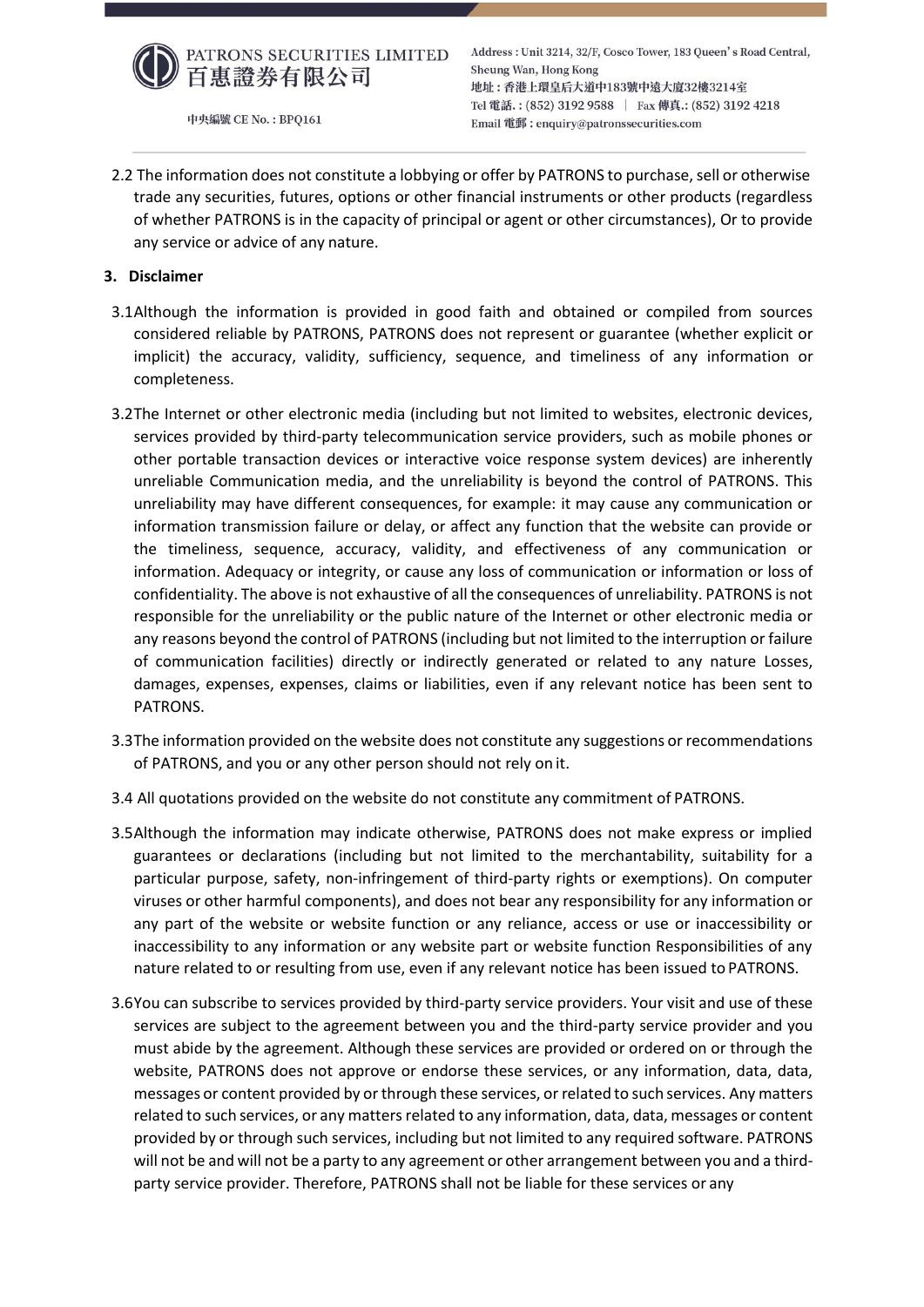2.2 The information does not constitute a lobbying or offer by PATRONS to purchase, sell or otherwise trade any securities, futures, options or other financial instruments or other products (regardless of whether PATRONS is in the capacity of principal or agent or other circumstances), Or to provide any service or advice of any nature.

**3. Disclaimer**

3.1 Although the information is provided in good faith and obtained or compiled from sources considered reliable by PATRONS, PATRONS does not represent or guarantee (whether explicit or implicit) the accuracy, validity, sufficiency, sequence, and timeliness of any information or completeness.

3.2 The Internet or other electronic media (including but not limited to websites, electronic devices, services provided by third-party telecommunication service providers, such as mobile phones or other portable transaction devices or interactive voice response system devices) are inherently unreliable Communication media, and the unreliability is beyond the control of PATRONS. This unreliability may have different consequences, for example: it may cause any communication or information transmission failure or delay, or affect any function that the website can provide or the timeliness, sequence, accuracy, validity, and effectiveness of any communication or information. Adequacy or integrity, or cause any loss of communication or information or loss of confidentiality. The above is not exhaustive of all the consequences of unreliability. PATRONS is not responsible for the unreliability or the public nature of the Internet or other electronic media or any reasons beyond the control of PATRONS (including but not limited to the interruption or failure of communication facilities) directly or indirectly generated or related to any nature Losses, damages, expenses, expenses, claims or liabilities, even if any relevant notice has been sent to PATRONS.

3.3 The information provided on the website does not constitute any suggestions or recommendations of PATRONS, and you or any other person should not rely on it.

3.4 All quotations provided on the website do not constitute any commitment of PATRONS.

3.5 Although the information may indicate otherwise, PATRONS does not make express or implied guarantees or declarations (including but not limited to the merchantability, suitability for a particular purpose, safety, non-infringement of third-party rights or exemptions). On computer viruses or other harmful components), and does not bear any responsibility for any information or any part of the website or website function or any reliance, access or use or inaccessibility or inaccessibility to any information or any website part or website function Responsibilities of any nature related to or resulting from use, even if any relevant notice has been issued to PATRONS.

3.6 You can subscribe to services provided by third-party service providers. Your visit and use of these services are subject to the agreement between you and the third-party service provider and you must abide by the agreement. Although these services are provided or ordered on or through the website, PATRONS does not approve or endorse these services, or any information, data, data, messages or content provided by or through these services, or related to such services. Any matters related to such services, or any matters related to any information, data, data, messages or content provided by or through such services, including but not limited to any required software. PATRONS will not be and will not be a party to any agreement or other arrangement between you and a third-party service provider. Therefore, PATRONS shall not be liable for these services or any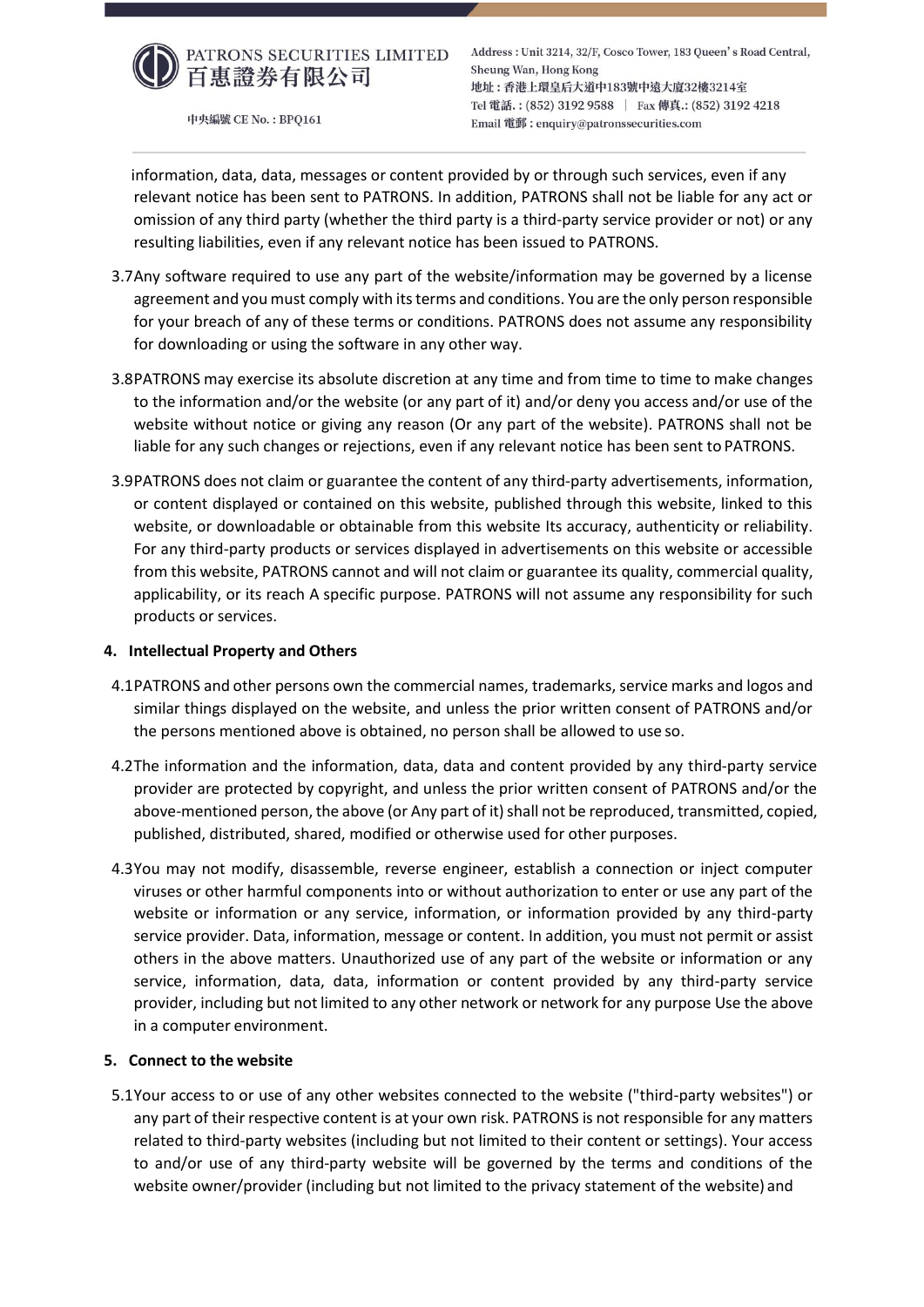information, data, data, messages or content provided by or through such services, even if any relevant notice has been sent to PATRONS. In addition, PATRONS shall not be liable for any act or omission of any third party (whether the third party is a third-party service provider or not) or any resulting liabilities, even if any relevant notice has been issued to PATRONS.

3.7 Any software required to use any part of the website/information may be governed by a license agreement and you must comply with its terms and conditions. You are the only person responsible for your breach of any of these terms or conditions. PATRONS does not assume any responsibility for downloading or using the software in any other way.

3.8 PATRONS may exercise its absolute discretion at any time and from time to time to make changes to the information and/or the website (or any part of it) and/or deny you access and/or use of the website without notice or giving any reason (Or any part of the website). PATRONS shall not be liable for any such changes or rejections, even if any relevant notice has been sent to PATRONS.

3.9 PATRONS does not claim or guarantee the content of any third-party advertisements, information, or content displayed or contained on this website, published through this website, linked to this website, or downloadable or obtainable from this website Its accuracy, authenticity or reliability. For any third-party products or services displayed in advertisements on this website or accessible from this website, PATRONS cannot and will not claim or guarantee its quality, commercial quality, applicability, or its reach A specific purpose. PATRONS will not assume any responsibility for such products or services.

**4. Intellectual Property and Others**

4.1 PATRONS and other persons own the commercial names, trademarks, service marks and logos and similar things displayed on the website, and unless the prior written consent of PATRONS and/or the persons mentioned above is obtained, no person shall be allowed to use so.

4.2 The information and the information, data, data and content provided by any third-party service provider are protected by copyright, and unless the prior written consent of PATRONS and/or the above-mentioned person, the above (or Any part of it) shall not be reproduced, transmitted, copied, published, distributed, shared, modified or otherwise used for other purposes.

4.3 You may not modify, disassemble, reverse engineer, establish a connection or inject computer viruses or other harmful components into or without authorization to enter or use any part of the website or information or any service, information, or information provided by any third-party service provider. Data, information, message or content. In addition, you must not permit or assist others in the above matters. Unauthorized use of any part of the website or information or any service, information, data, data, information or content provided by any third-party service provider, including but not limited to any other network or network for any purpose Use the above in a computer environment.

**5. Connect to the website**

5.1 Your access to or use of any other websites connected to the website ("third-party websites") or any part of their respective content is at your own risk. PATRONS is not responsible for any matters related to third-party websites (including but not limited to their content or settings). Your access to and/or use of any third-party website will be governed by the terms and conditions of the website owner/provider (including but not limited to the privacy statement of the website) and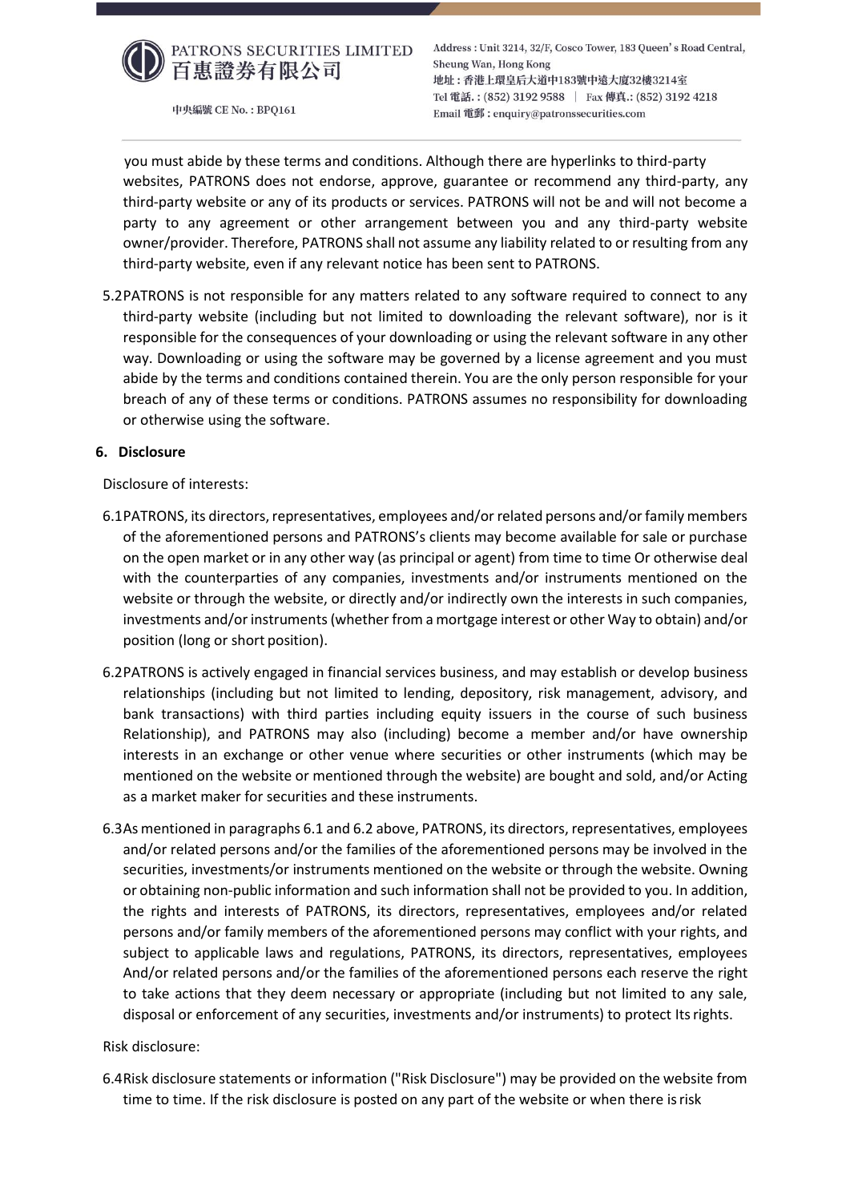you must abide by these terms and conditions. Although there are hyperlinks to third-party websites, PATRONS does not endorse, approve, guarantee or recommend any third-party, any third-party website or any of its products or services. PATRONS will not be and will not become a party to any agreement or other arrangement between you and any third-party website owner/provider. Therefore, PATRONS shall not assume any liability related to or resulting from any third-party website, even if any relevant notice has been sent to PATRONS.

5.2 PATRONS is not responsible for any matters related to any software required to connect to any third-party website (including but not limited to downloading the relevant software), nor is it responsible for the consequences of your downloading or using the relevant software in any other way. Downloading or using the software may be governed by a license agreement and you must abide by the terms and conditions contained therein. You are the only person responsible for your breach of any of these terms or conditions. PATRONS assumes no responsibility for downloading or otherwise using the software.

## 6. Disclosure

Disclosure of interests:

6.1 PATRONS, its directors, representatives, employees and/or related persons and/or family members of the aforementioned persons and PATRONS's clients may become available for sale or purchase on the open market or in any other way (as principal or agent) from time to time Or otherwise deal with the counterparties of any companies, investments and/or instruments mentioned on the website or through the website, or directly and/or indirectly own the interests in such companies, investments and/or instruments (whether from a mortgage interest or other Way to obtain) and/or position (long or short position).

6.2 PATRONS is actively engaged in financial services business, and may establish or develop business relationships (including but not limited to lending, depository, risk management, advisory, and bank transactions) with third parties including equity issuers in the course of such business Relationship), and PATRONS may also (including) become a member and/or have ownership interests in an exchange or other venue where securities or other instruments (which may be mentioned on the website or mentioned through the website) are bought and sold, and/or Acting as a market maker for securities and these instruments.

6.3 As mentioned in paragraphs 6.1 and 6.2 above, PATRONS, its directors, representatives, employees and/or related persons and/or the families of the aforementioned persons may be involved in the securities, investments/or instruments mentioned on the website or through the website. Owning or obtaining non-public information and such information shall not be provided to you. In addition, the rights and interests of PATRONS, its directors, representatives, employees and/or related persons and/or family members of the aforementioned persons may conflict with your rights, and subject to applicable laws and regulations, PATRONS, its directors, representatives, employees And/or related persons and/or the families of the aforementioned persons each reserve the right to take actions that they deem necessary or appropriate (including but not limited to any sale, disposal or enforcement of any securities, investments and/or instruments) to protect Its rights.

Risk disclosure:

6.4 Risk disclosure statements or information ("Risk Disclosure") may be provided on the website from time to time. If the risk disclosure is posted on any part of the website or when there is risk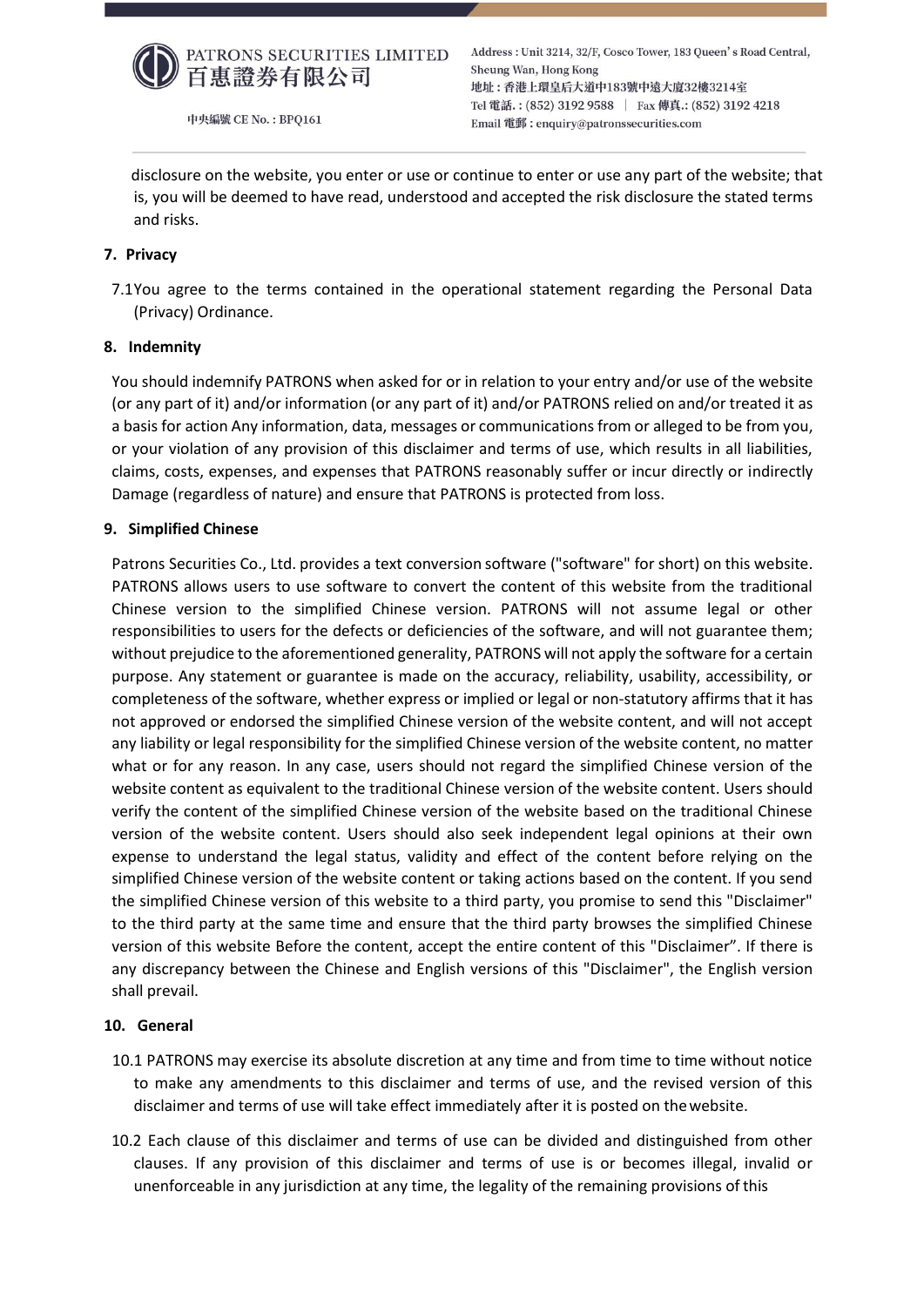disclosure on the website, you enter or use or continue to enter or use any part of the website; that is, you will be deemed to have read, understood and accepted the risk disclosure the stated terms and risks.

**7. Privacy**

7.1You agree to the terms contained in the operational statement regarding the Personal Data (Privacy) Ordinance.

**8. Indemnity**

You should indemnify PATRONS when asked for or in relation to your entry and/or use of the website (or any part of it) and/or information (or any part of it) and/or PATRONS relied on and/or treated it as a basis for action Any information, data, messages or communications from or alleged to be from you, or your violation of any provision of this disclaimer and terms of use, which results in all liabilities, claims, costs, expenses, and expenses that PATRONS reasonably suffer or incur directly or indirectly Damage (regardless of nature) and ensure that PATRONS is protected from loss.

**9. Simplified Chinese**

Patrons Securities Co., Ltd. provides a text conversion software ("software" for short) on this website. PATRONS allows users to use software to convert the content of this website from the traditional Chinese version to the simplified Chinese version. PATRONS will not assume legal or other responsibilities to users for the defects or deficiencies of the software, and will not guarantee them; without prejudice to the aforementioned generality, PATRONS will not apply the software for a certain purpose. Any statement or guarantee is made on the accuracy, reliability, usability, accessibility, or completeness of the software, whether express or implied or legal or non-statutory affirms that it has not approved or endorsed the simplified Chinese version of the website content, and will not accept any liability or legal responsibility for the simplified Chinese version of the website content, no matter what or for any reason. In any case, users should not regard the simplified Chinese version of the website content as equivalent to the traditional Chinese version of the website content. Users should verify the content of the simplified Chinese version of the website based on the traditional Chinese version of the website content. Users should also seek independent legal opinions at their own expense to understand the legal status, validity and effect of the content before relying on the simplified Chinese version of the website content or taking actions based on the content. If you send the simplified Chinese version of this website to a third party, you promise to send this "Disclaimer" to the third party at the same time and ensure that the third party browses the simplified Chinese version of this website Before the content, accept the entire content of this "Disclaimer". If there is any discrepancy between the Chinese and English versions of this "Disclaimer", the English version shall prevail.

**10. General**

10.1 PATRONS may exercise its absolute discretion at any time and from time to time without notice to make any amendments to this disclaimer and terms of use, and the revised version of this disclaimer and terms of use will take effect immediately after it is posted on the website.

10.2 Each clause of this disclaimer and terms of use can be divided and distinguished from other clauses. If any provision of this disclaimer and terms of use is or becomes illegal, invalid or unenforceable in any jurisdiction at any time, the legality of the remaining provisions of this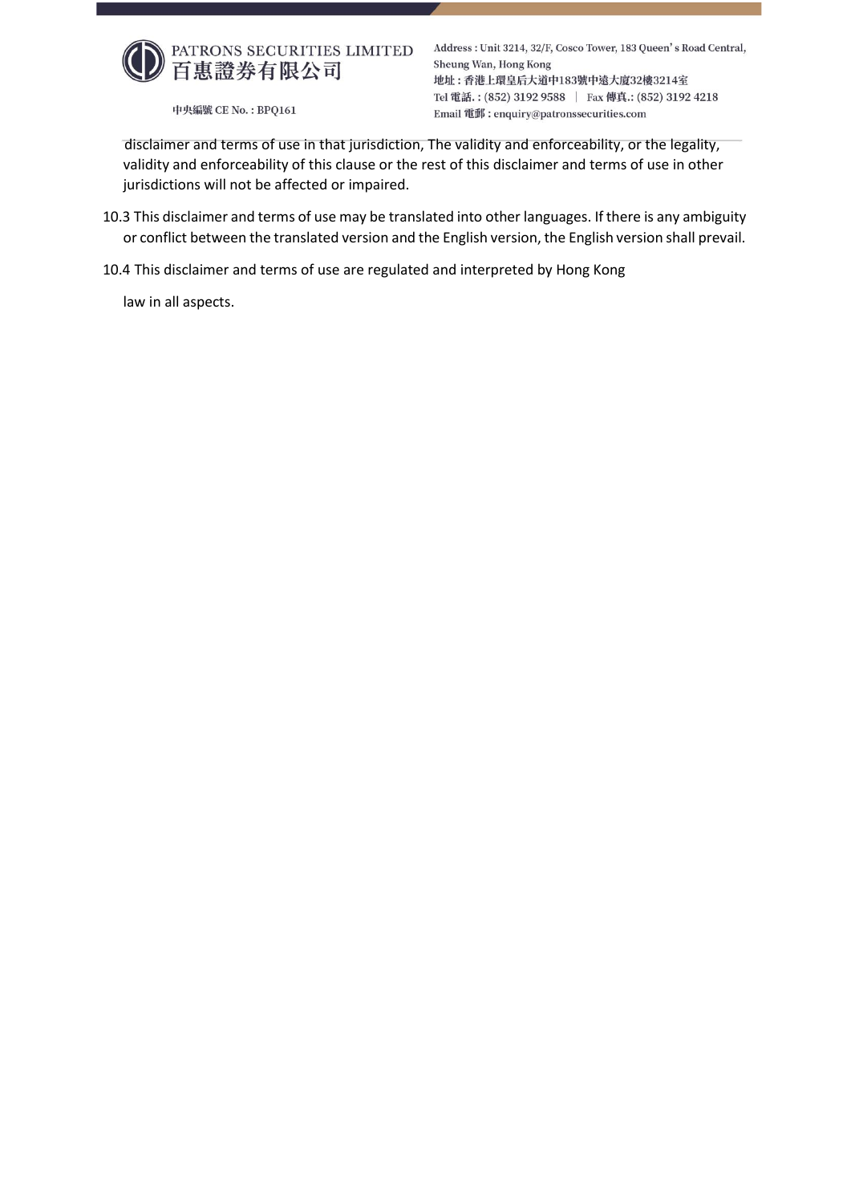disclaimer and terms of use in that jurisdiction, The validity and enforceability, or the legality, validity and enforceability of this clause or the rest of this disclaimer and terms of use in other jurisdictions will not be affected or impaired.

10.3 This disclaimer and terms of use may be translated into other languages. If there is any ambiguity or conflict between the translated version and the English version, the English version shall prevail.

10.4 This disclaimer and terms of use are regulated and interpreted by Hong Kong law in all aspects.